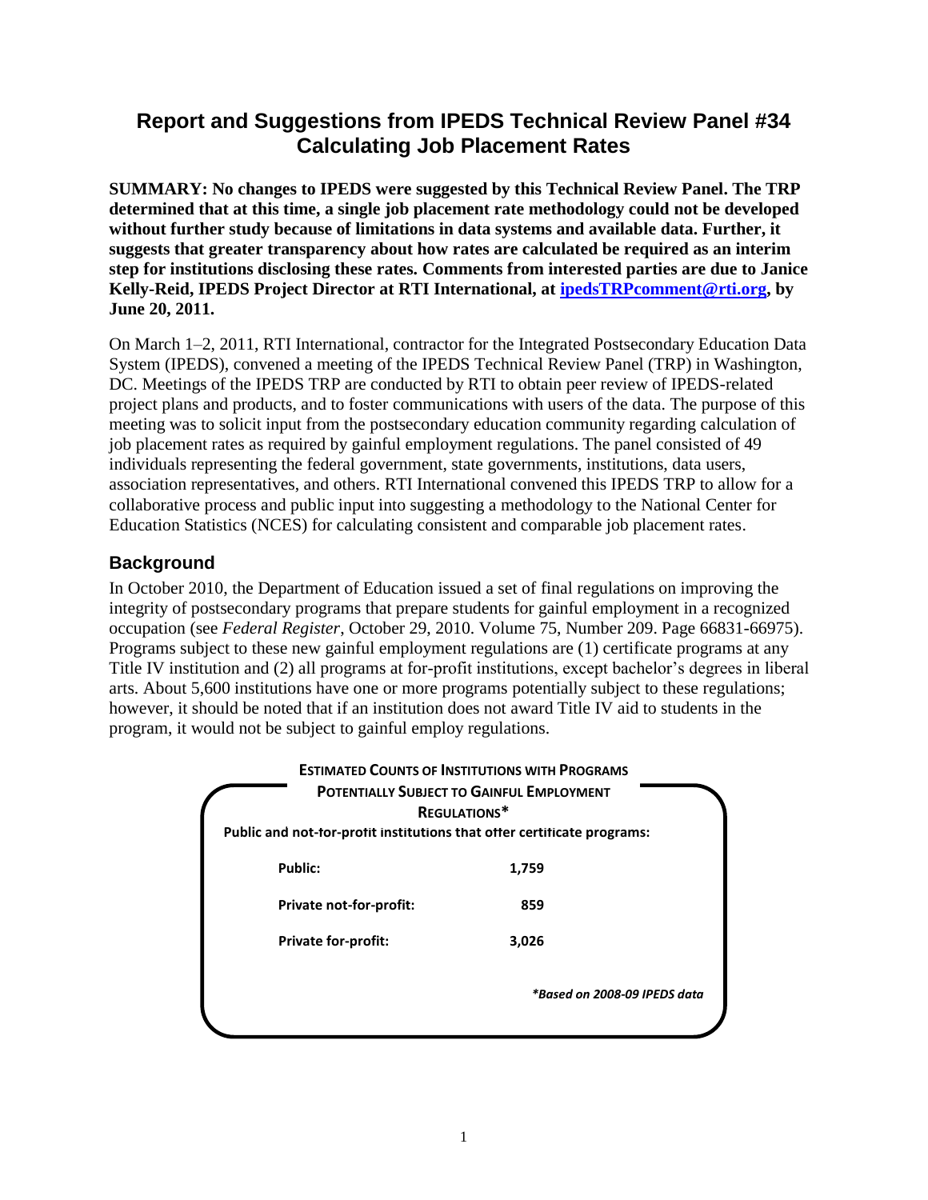# Report and Suggestions from IPEDS Technical Review Panel #34 Calculating Job Placement Rates

**SUMMARY: No changes to IPEDS were suggested by this Technical Review Panel. The TRP determined that at this time, a single job placement rate methodology could not be developed without further study because of limitations in data systems and available data. Further, it suggests that greater transparency about how rates are calculated be required as an interim step for institutions disclosing these rates. Comments from interested parties are due to Janice Kelly-Reid, IPEDS Project Director at RTI International, at ipedsTRPcomment@rti.org, by June 20, 2011.**

On March 1–2, 2011, RTI International, contractor for the Integrated Postsecondary Education Data System (IPEDS), convened a meeting of the IPEDS Technical Review Panel (TRP) in Washington, DC. Meetings of the IPEDS TRP are conducted by RTI to obtain peer review of IPEDS-related project plans and products, and to foster communications with users of the data. The purpose of this meeting was to solicit input from the postsecondary education community regarding calculation of job placement rates as required by gainful employment regulations. The panel consisted of 49 individuals representing the federal government, state governments, institutions, data users, association representatives, and others. RTI International convened this IPEDS TRP to allow for a collaborative process and public input into suggesting a methodology to the National Center for Education Statistics (NCES) for calculating consistent and comparable job placement rates.

## Background

In October 2010, the Department of Education issued a set of final regulations on improving the integrity of postsecondary programs that prepare students for gainful employment in a recognized occupation (see *Federal Register*, October 29, 2010. Volume 75, Number 209. Page 66831-66975). Programs subject to these new gainful employment regulations are (1) certificate programs at any Title IV institution and (2) all programs at for-profit institutions, except bachelor's degrees in liberal arts. About 5,600 institutions have one or more programs potentially subject to these regulations; however, it should be noted that if an institution does not award Title IV aid to students in the program, it would not be subject to gainful employ regulations.

**ESTIMATED COUNTS OF INSTITUTIONS WITH PROGRAMS POTENTIALLY SUBJECT TO GAINFUL EMPLOYMENT REGULATIONS***

**Public and not-for-profit institutions that offer certificate programs:**

| | |
|---|---|
| **Public:** | **1,759** |
| **Private not-for-profit:** | **859** |
| **Private for-profit:** | **3,026** |

****Based on 2008-09 IPEDS data***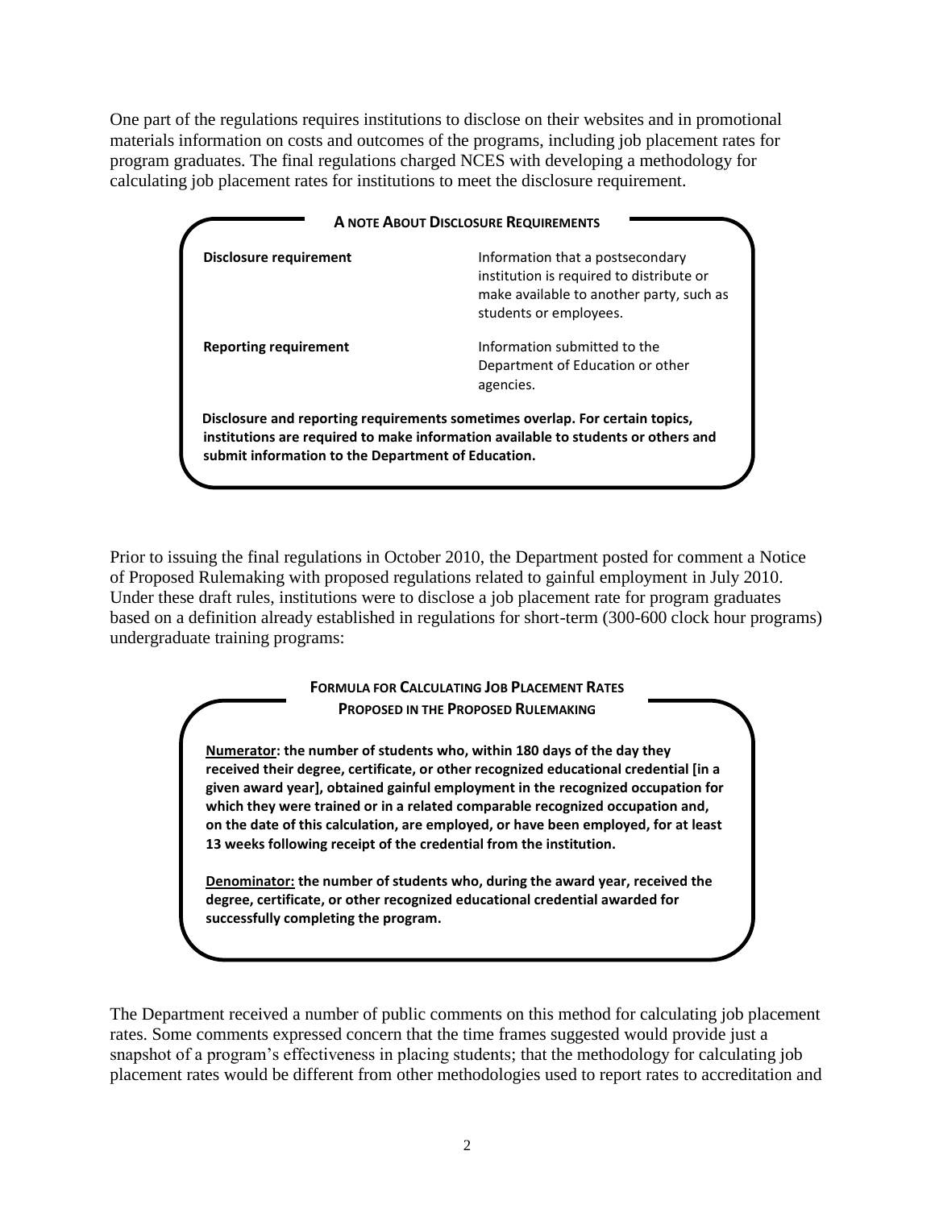One part of the regulations requires institutions to disclose on their websites and in promotional materials information on costs and outcomes of the programs, including job placement rates for program graduates. The final regulations charged NCES with developing a methodology for calculating job placement rates for institutions to meet the disclosure requirement.

**A NOTE ABOUT DISCLOSURE REQUIREMENTS**

| | |
|---|---|
| **Disclosure requirement** | Information that a postsecondary institution is required to distribute or make available to another party, such as students or employees. |
| **Reporting requirement** | Information submitted to the Department of Education or other agencies. |

**Disclosure and reporting requirements sometimes overlap. For certain topics, institutions are required to make information available to students or others and submit information to the Department of Education.**

Prior to issuing the final regulations in October 2010, the Department posted for comment a Notice of Proposed Rulemaking with proposed regulations related to gainful employment in July 2010. Under these draft rules, institutions were to disclose a job placement rate for program graduates based on a definition already established in regulations for short-term (300-600 clock hour programs) undergraduate training programs:

**FORMULA FOR CALCULATING JOB PLACEMENT RATES PROPOSED IN THE PROPOSED RULEMAKING**

**<u>Numerator</u>: the number of students who, within 180 days of the day they received their degree, certificate, or other recognized educational credential [in a given award year], obtained gainful employment in the recognized occupation for which they were trained or in a related comparable recognized occupation and, on the date of this calculation, are employed, or have been employed, for at least 13 weeks following receipt of the credential from the institution.**

**<u>Denominator:</u> the number of students who, during the award year, received the degree, certificate, or other recognized educational credential awarded for successfully completing the program.**

The Department received a number of public comments on this method for calculating job placement rates. Some comments expressed concern that the time frames suggested would provide just a snapshot of a program's effectiveness in placing students; that the methodology for calculating job placement rates would be different from other methodologies used to report rates to accreditation and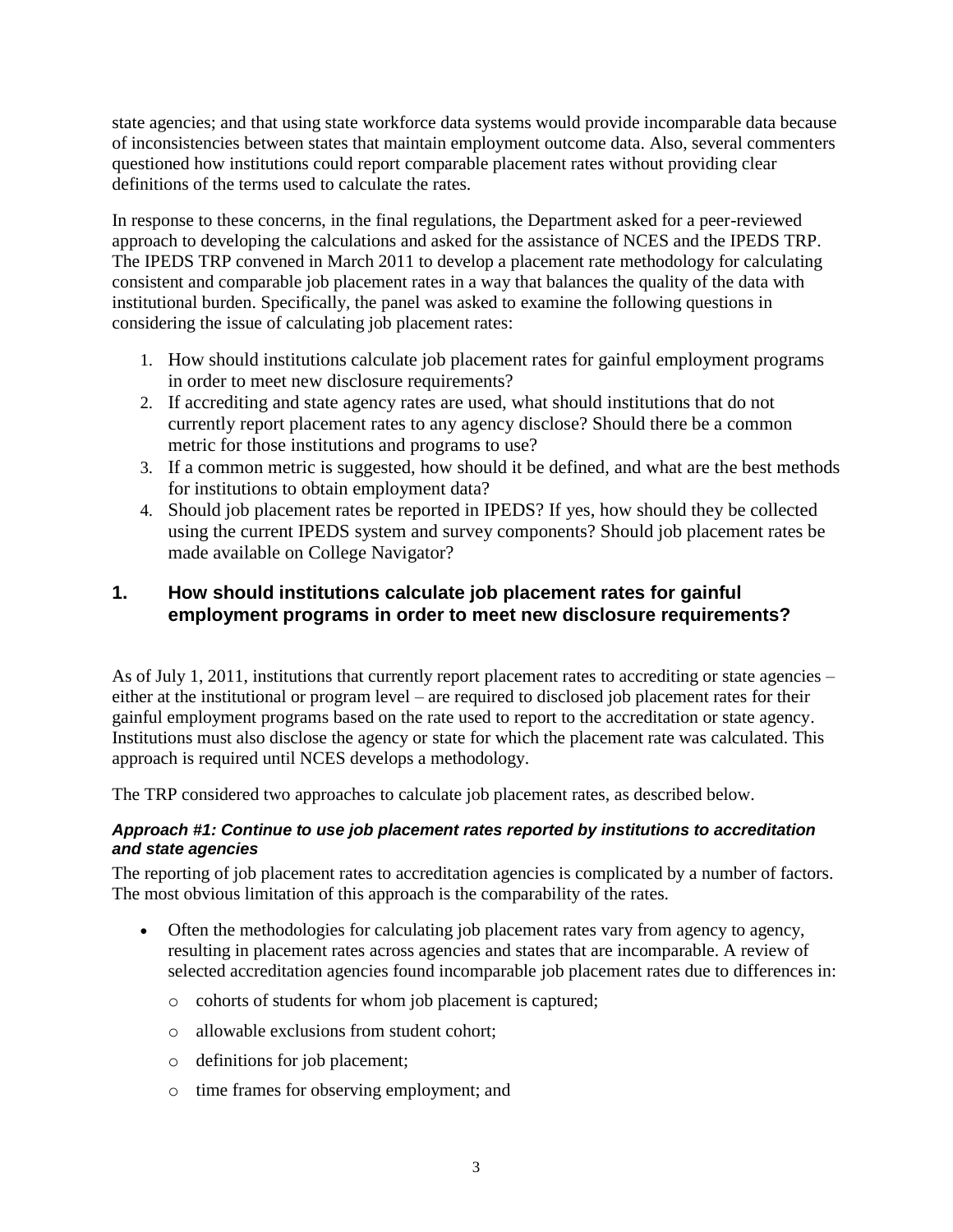state agencies; and that using state workforce data systems would provide incomparable data because of inconsistencies between states that maintain employment outcome data. Also, several commenters questioned how institutions could report comparable placement rates without providing clear definitions of the terms used to calculate the rates.

In response to these concerns, in the final regulations, the Department asked for a peer-reviewed approach to developing the calculations and asked for the assistance of NCES and the IPEDS TRP. The IPEDS TRP convened in March 2011 to develop a placement rate methodology for calculating consistent and comparable job placement rates in a way that balances the quality of the data with institutional burden. Specifically, the panel was asked to examine the following questions in considering the issue of calculating job placement rates:

1. How should institutions calculate job placement rates for gainful employment programs in order to meet new disclosure requirements?
2. If accrediting and state agency rates are used, what should institutions that do not currently report placement rates to any agency disclose? Should there be a common metric for those institutions and programs to use?
3. If a common metric is suggested, how should it be defined, and what are the best methods for institutions to obtain employment data?
4. Should job placement rates be reported in IPEDS? If yes, how should they be collected using the current IPEDS system and survey components? Should job placement rates be made available on College Navigator?

## 1. How should institutions calculate job placement rates for gainful employment programs in order to meet new disclosure requirements?

As of July 1, 2011, institutions that currently report placement rates to accrediting or state agencies – either at the institutional or program level – are required to disclosed job placement rates for their gainful employment programs based on the rate used to report to the accreditation or state agency. Institutions must also disclose the agency or state for which the placement rate was calculated. This approach is required until NCES develops a methodology.

The TRP considered two approaches to calculate job placement rates, as described below.

***Approach #1: Continue to use job placement rates reported by institutions to accreditation and state agencies***

The reporting of job placement rates to accreditation agencies is complicated by a number of factors. The most obvious limitation of this approach is the comparability of the rates.

- Often the methodologies for calculating job placement rates vary from agency to agency, resulting in placement rates across agencies and states that are incomparable. A review of selected accreditation agencies found incomparable job placement rates due to differences in:
  - cohorts of students for whom job placement is captured;
  - allowable exclusions from student cohort;
  - definitions for job placement;
  - time frames for observing employment; and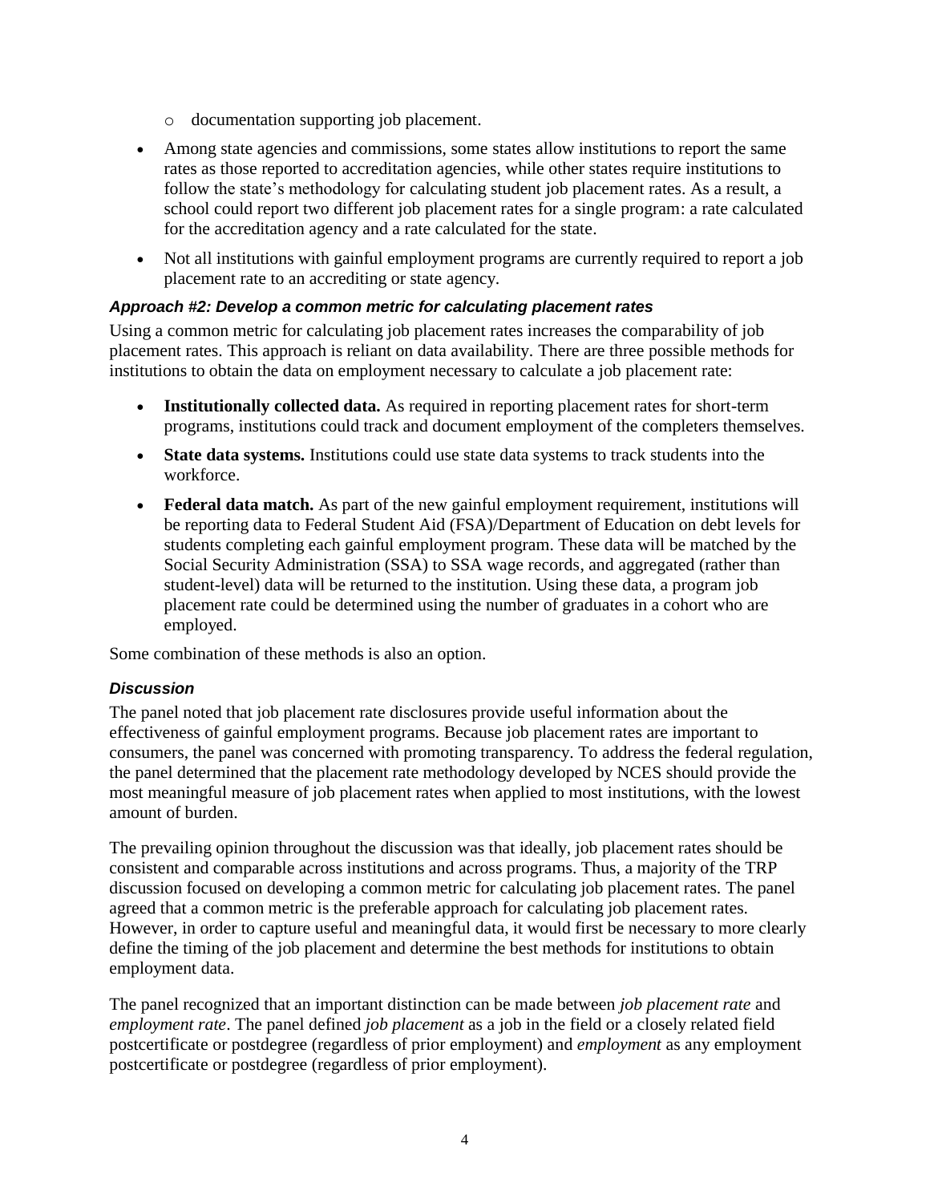- documentation supporting job placement.

- Among state agencies and commissions, some states allow institutions to report the same rates as those reported to accreditation agencies, while other states require institutions to follow the state's methodology for calculating student job placement rates. As a result, a school could report two different job placement rates for a single program: a rate calculated for the accreditation agency and a rate calculated for the state.
- Not all institutions with gainful employment programs are currently required to report a job placement rate to an accrediting or state agency.

#### *Approach #2: Develop a common metric for calculating placement rates*

Using a common metric for calculating job placement rates increases the comparability of job placement rates. This approach is reliant on data availability. There are three possible methods for institutions to obtain the data on employment necessary to calculate a job placement rate:

- **Institutionally collected data.** As required in reporting placement rates for short-term programs, institutions could track and document employment of the completers themselves.
- **State data systems.** Institutions could use state data systems to track students into the workforce.
- **Federal data match.** As part of the new gainful employment requirement, institutions will be reporting data to Federal Student Aid (FSA)/Department of Education on debt levels for students completing each gainful employment program. These data will be matched by the Social Security Administration (SSA) to SSA wage records, and aggregated (rather than student-level) data will be returned to the institution. Using these data, a program job placement rate could be determined using the number of graduates in a cohort who are employed.

Some combination of these methods is also an option.

#### *Discussion*

The panel noted that job placement rate disclosures provide useful information about the effectiveness of gainful employment programs. Because job placement rates are important to consumers, the panel was concerned with promoting transparency. To address the federal regulation, the panel determined that the placement rate methodology developed by NCES should provide the most meaningful measure of job placement rates when applied to most institutions, with the lowest amount of burden.

The prevailing opinion throughout the discussion was that ideally, job placement rates should be consistent and comparable across institutions and across programs. Thus, a majority of the TRP discussion focused on developing a common metric for calculating job placement rates. The panel agreed that a common metric is the preferable approach for calculating job placement rates. However, in order to capture useful and meaningful data, it would first be necessary to more clearly define the timing of the job placement and determine the best methods for institutions to obtain employment data.

The panel recognized that an important distinction can be made between *job placement rate* and *employment rate*. The panel defined *job placement* as a job in the field or a closely related field postcertificate or postdegree (regardless of prior employment) and *employment* as any employment postcertificate or postdegree (regardless of prior employment).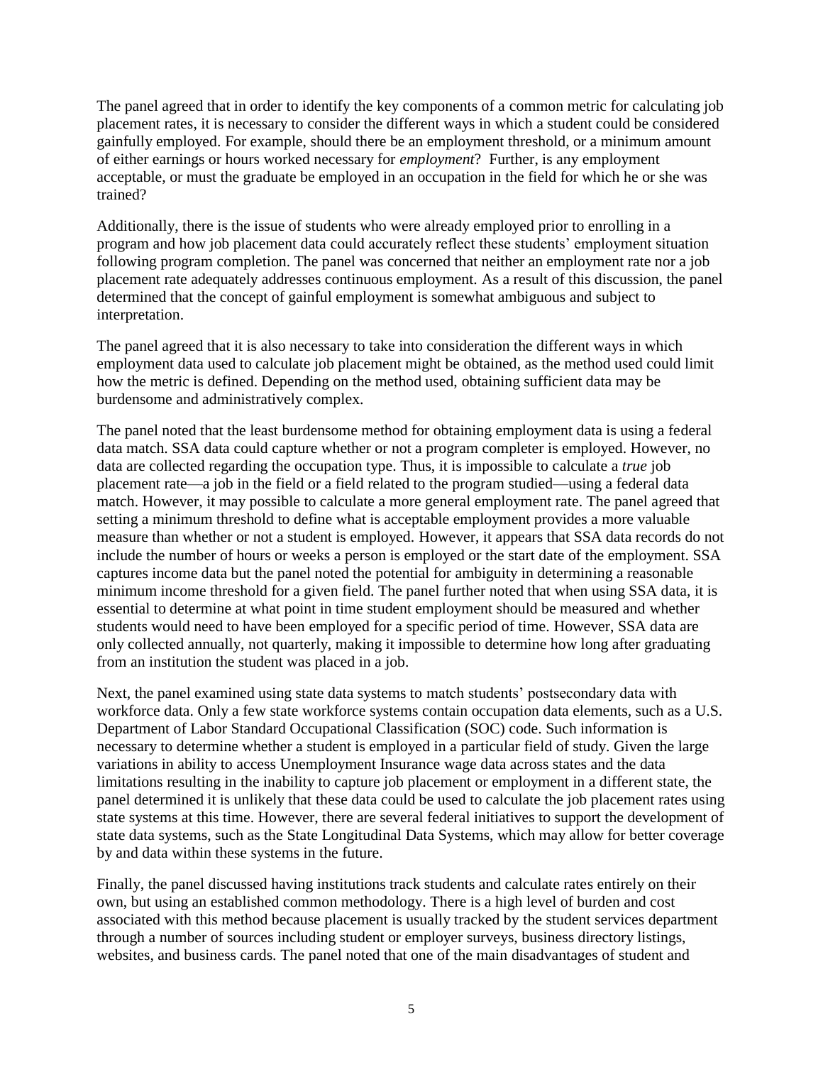The panel agreed that in order to identify the key components of a common metric for calculating job placement rates, it is necessary to consider the different ways in which a student could be considered gainfully employed. For example, should there be an employment threshold, or a minimum amount of either earnings or hours worked necessary for *employment*? Further, is any employment acceptable, or must the graduate be employed in an occupation in the field for which he or she was trained?

Additionally, there is the issue of students who were already employed prior to enrolling in a program and how job placement data could accurately reflect these students' employment situation following program completion. The panel was concerned that neither an employment rate nor a job placement rate adequately addresses continuous employment. As a result of this discussion, the panel determined that the concept of gainful employment is somewhat ambiguous and subject to interpretation.

The panel agreed that it is also necessary to take into consideration the different ways in which employment data used to calculate job placement might be obtained, as the method used could limit how the metric is defined. Depending on the method used, obtaining sufficient data may be burdensome and administratively complex.

The panel noted that the least burdensome method for obtaining employment data is using a federal data match. SSA data could capture whether or not a program completer is employed. However, no data are collected regarding the occupation type. Thus, it is impossible to calculate a *true* job placement rate—a job in the field or a field related to the program studied—using a federal data match. However, it may possible to calculate a more general employment rate. The panel agreed that setting a minimum threshold to define what is acceptable employment provides a more valuable measure than whether or not a student is employed. However, it appears that SSA data records do not include the number of hours or weeks a person is employed or the start date of the employment. SSA captures income data but the panel noted the potential for ambiguity in determining a reasonable minimum income threshold for a given field. The panel further noted that when using SSA data, it is essential to determine at what point in time student employment should be measured and whether students would need to have been employed for a specific period of time. However, SSA data are only collected annually, not quarterly, making it impossible to determine how long after graduating from an institution the student was placed in a job.

Next, the panel examined using state data systems to match students' postsecondary data with workforce data. Only a few state workforce systems contain occupation data elements, such as a U.S. Department of Labor Standard Occupational Classification (SOC) code. Such information is necessary to determine whether a student is employed in a particular field of study. Given the large variations in ability to access Unemployment Insurance wage data across states and the data limitations resulting in the inability to capture job placement or employment in a different state, the panel determined it is unlikely that these data could be used to calculate the job placement rates using state systems at this time. However, there are several federal initiatives to support the development of state data systems, such as the State Longitudinal Data Systems, which may allow for better coverage by and data within these systems in the future.

Finally, the panel discussed having institutions track students and calculate rates entirely on their own, but using an established common methodology. There is a high level of burden and cost associated with this method because placement is usually tracked by the student services department through a number of sources including student or employer surveys, business directory listings, websites, and business cards. The panel noted that one of the main disadvantages of student and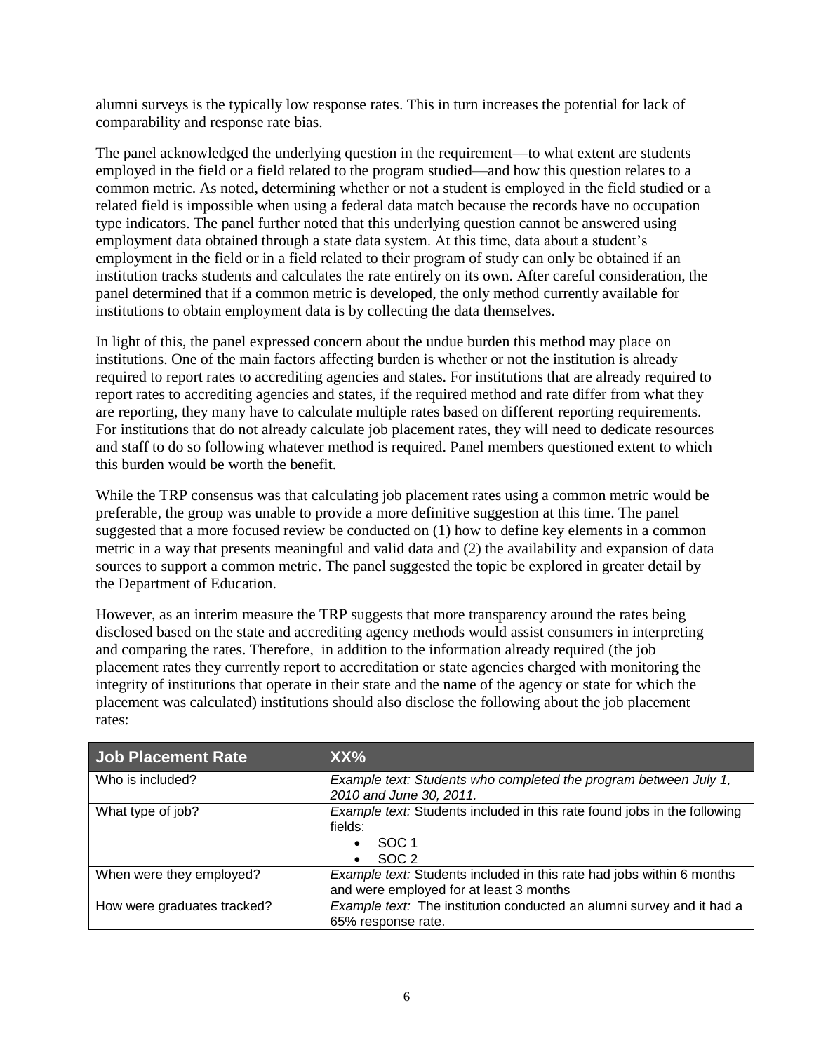alumni surveys is the typically low response rates. This in turn increases the potential for lack of comparability and response rate bias.

The panel acknowledged the underlying question in the requirement—to what extent are students employed in the field or a field related to the program studied—and how this question relates to a common metric. As noted, determining whether or not a student is employed in the field studied or a related field is impossible when using a federal data match because the records have no occupation type indicators. The panel further noted that this underlying question cannot be answered using employment data obtained through a state data system. At this time, data about a student's employment in the field or in a field related to their program of study can only be obtained if an institution tracks students and calculates the rate entirely on its own. After careful consideration, the panel determined that if a common metric is developed, the only method currently available for institutions to obtain employment data is by collecting the data themselves.

In light of this, the panel expressed concern about the undue burden this method may place on institutions. One of the main factors affecting burden is whether or not the institution is already required to report rates to accrediting agencies and states. For institutions that are already required to report rates to accrediting agencies and states, if the required method and rate differ from what they are reporting, they many have to calculate multiple rates based on different reporting requirements. For institutions that do not already calculate job placement rates, they will need to dedicate resources and staff to do so following whatever method is required. Panel members questioned extent to which this burden would be worth the benefit.

While the TRP consensus was that calculating job placement rates using a common metric would be preferable, the group was unable to provide a more definitive suggestion at this time. The panel suggested that a more focused review be conducted on (1) how to define key elements in a common metric in a way that presents meaningful and valid data and (2) the availability and expansion of data sources to support a common metric. The panel suggested the topic be explored in greater detail by the Department of Education.

However, as an interim measure the TRP suggests that more transparency around the rates being disclosed based on the state and accrediting agency methods would assist consumers in interpreting and comparing the rates. Therefore, in addition to the information already required (the job placement rates they currently report to accreditation or state agencies charged with monitoring the integrity of institutions that operate in their state and the name of the agency or state for which the placement was calculated) institutions should also disclose the following about the job placement rates:

| **Job Placement Rate** | **XX%** |
|---|---|
| Who is included? | *Example text: Students who completed the program between July 1, 2010 and June 30, 2011.* |
| What type of job? | *Example text:* Students included in this rate found jobs in the following fields: <br>• SOC 1 <br>• SOC 2 |
| When were they employed? | *Example text:* Students included in this rate had jobs within 6 months and were employed for at least 3 months |
| How were graduates tracked? | *Example text:* The institution conducted an alumni survey and it had a 65% response rate. |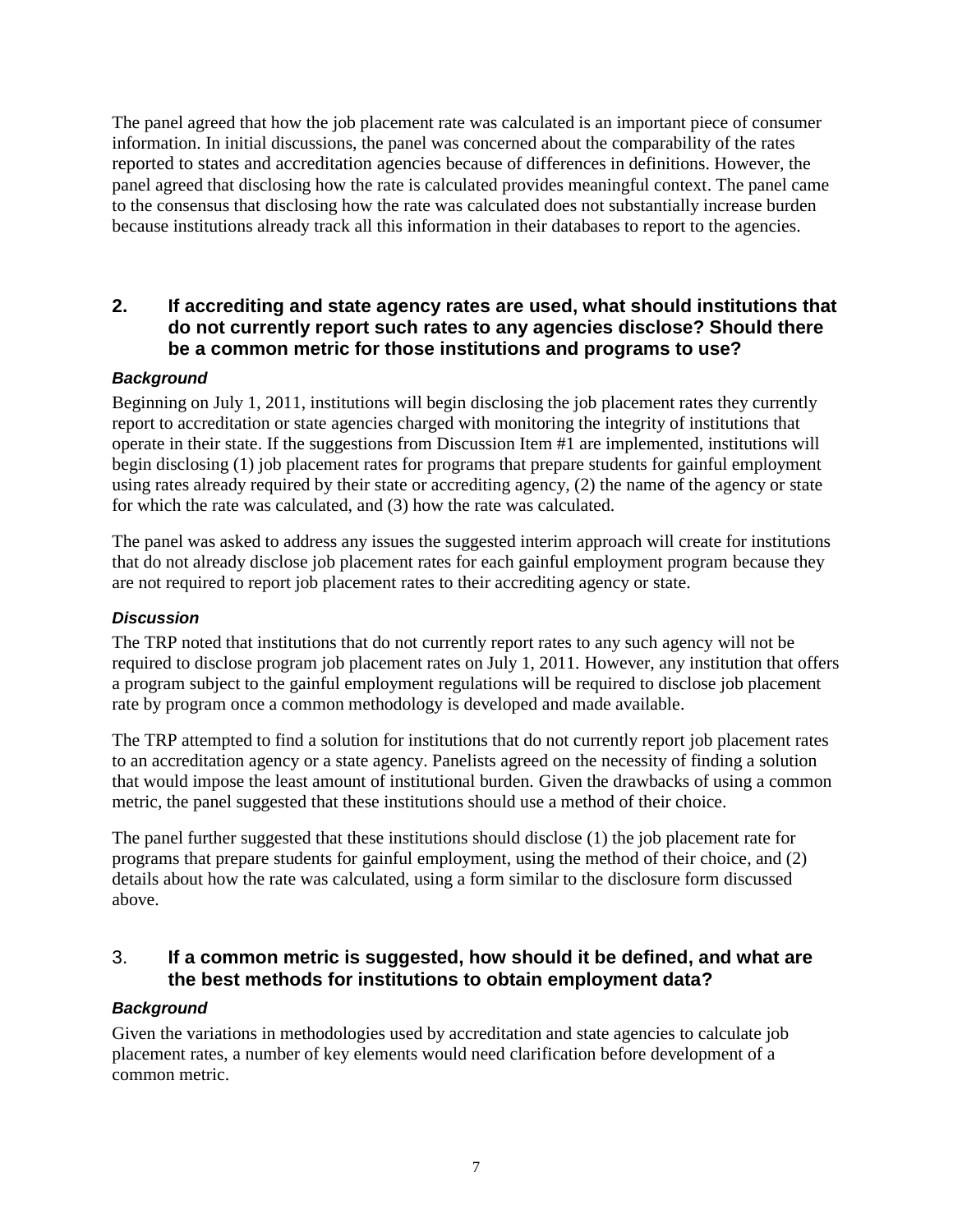The panel agreed that how the job placement rate was calculated is an important piece of consumer information. In initial discussions, the panel was concerned about the comparability of the rates reported to states and accreditation agencies because of differences in definitions. However, the panel agreed that disclosing how the rate is calculated provides meaningful context. The panel came to the consensus that disclosing how the rate was calculated does not substantially increase burden because institutions already track all this information in their databases to report to the agencies.

## 2. If accrediting and state agency rates are used, what should institutions that do not currently report such rates to any agencies disclose? Should there be a common metric for those institutions and programs to use?

***Background***

Beginning on July 1, 2011, institutions will begin disclosing the job placement rates they currently report to accreditation or state agencies charged with monitoring the integrity of institutions that operate in their state. If the suggestions from Discussion Item #1 are implemented, institutions will begin disclosing (1) job placement rates for programs that prepare students for gainful employment using rates already required by their state or accrediting agency, (2) the name of the agency or state for which the rate was calculated, and (3) how the rate was calculated.

The panel was asked to address any issues the suggested interim approach will create for institutions that do not already disclose job placement rates for each gainful employment program because they are not required to report job placement rates to their accrediting agency or state.

***Discussion***

The TRP noted that institutions that do not currently report rates to any such agency will not be required to disclose program job placement rates on July 1, 2011. However, any institution that offers a program subject to the gainful employment regulations will be required to disclose job placement rate by program once a common methodology is developed and made available.

The TRP attempted to find a solution for institutions that do not currently report job placement rates to an accreditation agency or a state agency. Panelists agreed on the necessity of finding a solution that would impose the least amount of institutional burden. Given the drawbacks of using a common metric, the panel suggested that these institutions should use a method of their choice.

The panel further suggested that these institutions should disclose (1) the job placement rate for programs that prepare students for gainful employment, using the method of their choice, and (2) details about how the rate was calculated, using a form similar to the disclosure form discussed above.

## 3. If a common metric is suggested, how should it be defined, and what are the best methods for institutions to obtain employment data?

***Background***

Given the variations in methodologies used by accreditation and state agencies to calculate job placement rates, a number of key elements would need clarification before development of a common metric.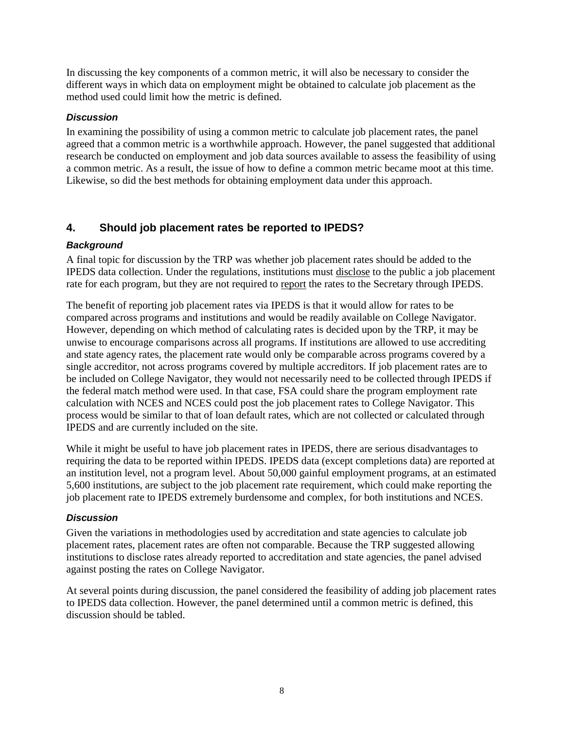In discussing the key components of a common metric, it will also be necessary to consider the different ways in which data on employment might be obtained to calculate job placement as the method used could limit how the metric is defined.

#### *Discussion*

In examining the possibility of using a common metric to calculate job placement rates, the panel agreed that a common metric is a worthwhile approach. However, the panel suggested that additional research be conducted on employment and job data sources available to assess the feasibility of using a common metric. As a result, the issue of how to define a common metric became moot at this time. Likewise, so did the best methods for obtaining employment data under this approach.

### 4. Should job placement rates be reported to IPEDS?

#### *Background*

A final topic for discussion by the TRP was whether job placement rates should be added to the IPEDS data collection. Under the regulations, institutions must disclose to the public a job placement rate for each program, but they are not required to report the rates to the Secretary through IPEDS.

The benefit of reporting job placement rates via IPEDS is that it would allow for rates to be compared across programs and institutions and would be readily available on College Navigator. However, depending on which method of calculating rates is decided upon by the TRP, it may be unwise to encourage comparisons across all programs. If institutions are allowed to use accrediting and state agency rates, the placement rate would only be comparable across programs covered by a single accreditor, not across programs covered by multiple accreditors. If job placement rates are to be included on College Navigator, they would not necessarily need to be collected through IPEDS if the federal match method were used. In that case, FSA could share the program employment rate calculation with NCES and NCES could post the job placement rates to College Navigator. This process would be similar to that of loan default rates, which are not collected or calculated through IPEDS and are currently included on the site.

While it might be useful to have job placement rates in IPEDS, there are serious disadvantages to requiring the data to be reported within IPEDS. IPEDS data (except completions data) are reported at an institution level, not a program level. About 50,000 gainful employment programs, at an estimated 5,600 institutions, are subject to the job placement rate requirement, which could make reporting the job placement rate to IPEDS extremely burdensome and complex, for both institutions and NCES.

#### *Discussion*

Given the variations in methodologies used by accreditation and state agencies to calculate job placement rates, placement rates are often not comparable. Because the TRP suggested allowing institutions to disclose rates already reported to accreditation and state agencies, the panel advised against posting the rates on College Navigator.

At several points during discussion, the panel considered the feasibility of adding job placement rates to IPEDS data collection. However, the panel determined until a common metric is defined, this discussion should be tabled.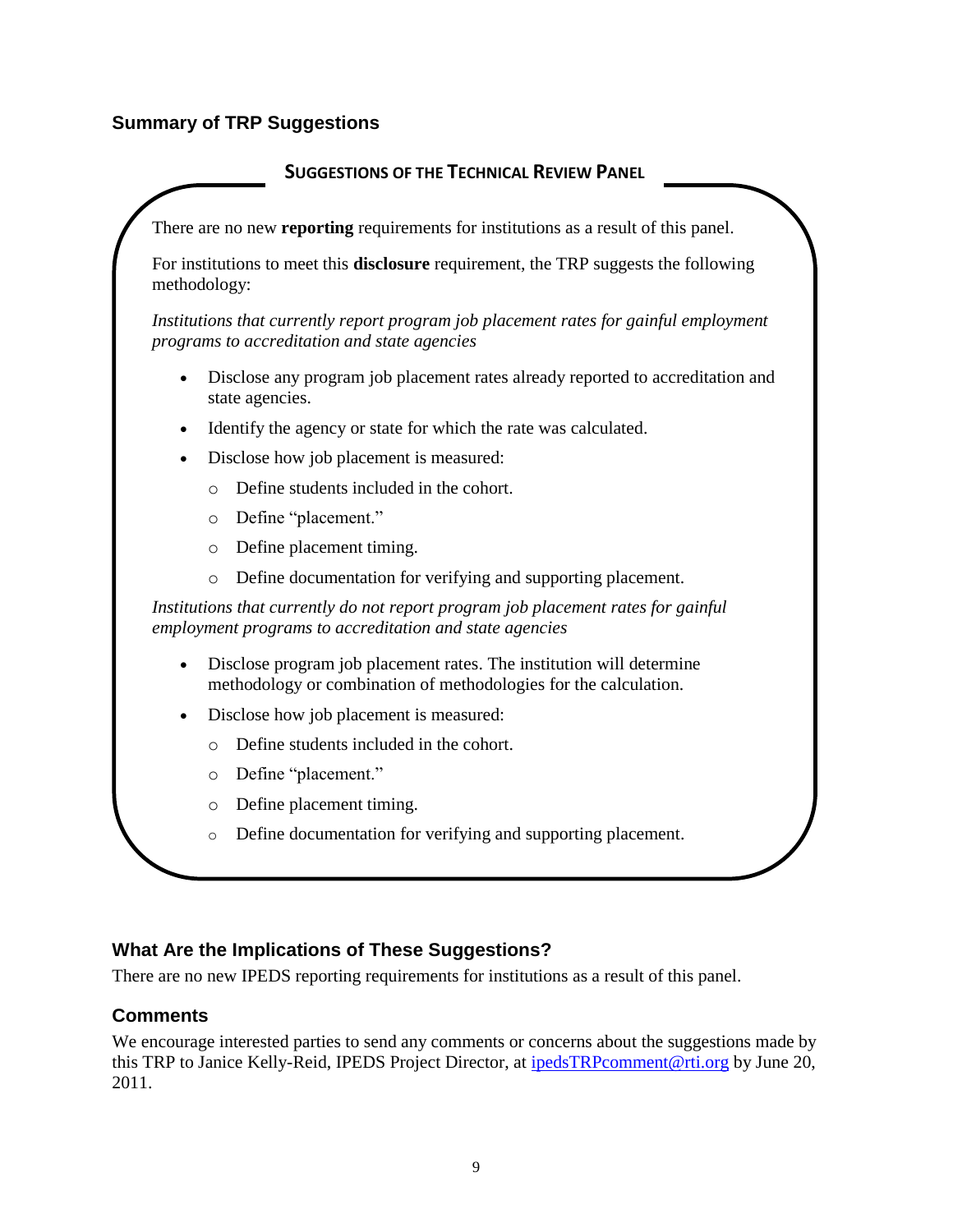## Summary of TRP Suggestions

**SUGGESTIONS OF THE TECHNICAL REVIEW PANEL**

There are no new **reporting** requirements for institutions as a result of this panel.

For institutions to meet this **disclosure** requirement, the TRP suggests the following methodology:

*Institutions that currently report program job placement rates for gainful employment programs to accreditation and state agencies*

- Disclose any program job placement rates already reported to accreditation and state agencies.
- Identify the agency or state for which the rate was calculated.
- Disclose how job placement is measured:
  - Define students included in the cohort.
  - Define "placement."
  - Define placement timing.
  - Define documentation for verifying and supporting placement.

*Institutions that currently do not report program job placement rates for gainful employment programs to accreditation and state agencies*

- Disclose program job placement rates. The institution will determine methodology or combination of methodologies for the calculation.
- Disclose how job placement is measured:
  - Define students included in the cohort.
  - Define "placement."
  - Define placement timing.
  - Define documentation for verifying and supporting placement.

### What Are the Implications of These Suggestions?

There are no new IPEDS reporting requirements for institutions as a result of this panel.

### Comments

We encourage interested parties to send any comments or concerns about the suggestions made by this TRP to Janice Kelly-Reid, IPEDS Project Director, at ipedsTRPcomment@rti.org by June 20, 2011.